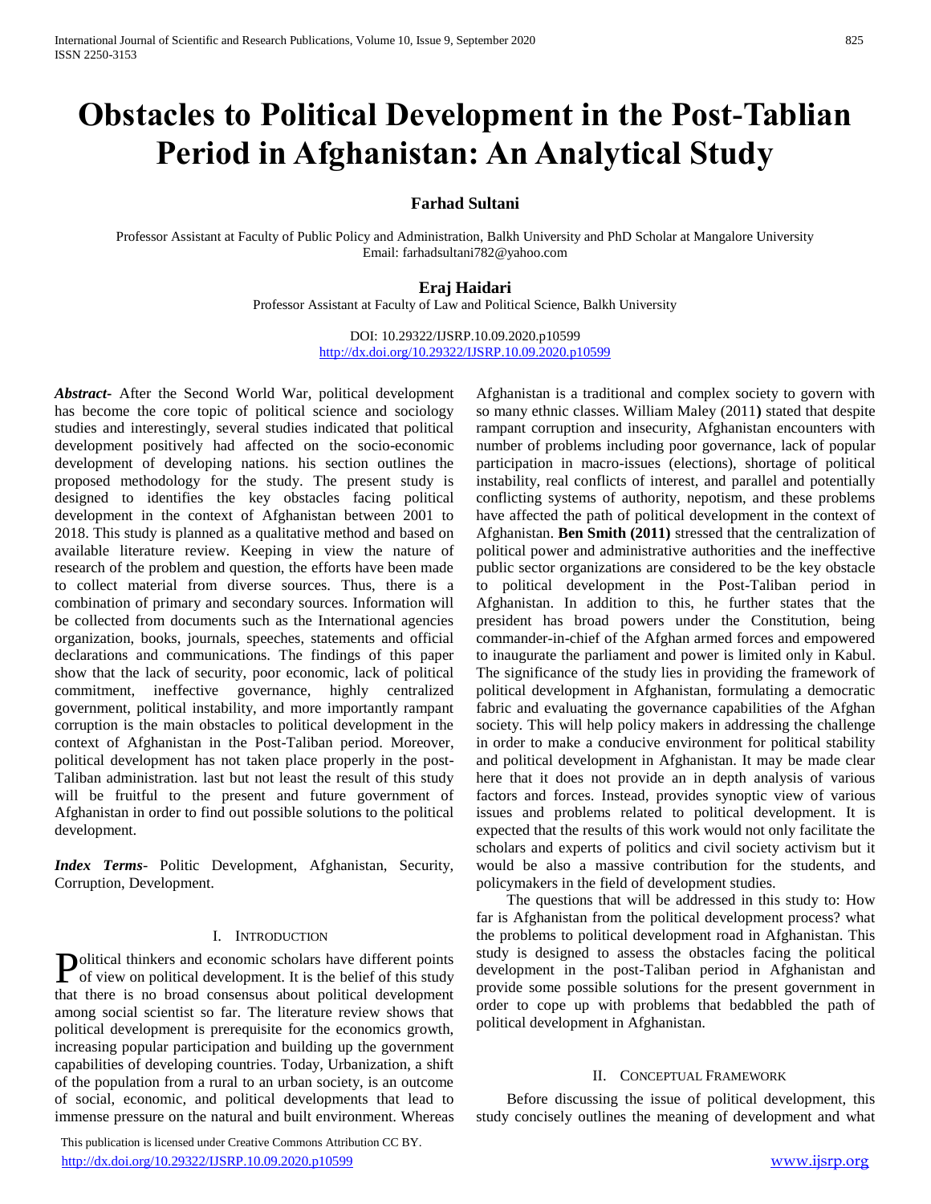# Obstacles to Political Development in the Post-Tablian Period in Afghanistan: An Analytical Study

**Farhad Sultani**

Professor Assistant at Faculty of Public Policy and Administration, Balkh University and PhD Scholar at Mangalore University
Email: farhadsultani782@yahoo.com

**Eraj Haidari**

Professor Assistant at Faculty of Law and Political Science, Balkh University

DOI: 10.29322/IJSRP.10.09.2020.p10599
http://dx.doi.org/10.29322/IJSRP.10.09.2020.p10599

***Abstract-*** After the Second World War, political development has become the core topic of political science and sociology studies and interestingly, several studies indicated that political development positively had affected on the socio-economic development of developing nations. his section outlines the proposed methodology for the study. The present study is designed to identifies the key obstacles facing political development in the context of Afghanistan between 2001 to 2018. This study is planned as a qualitative method and based on available literature review. Keeping in view the nature of research of the problem and question, the efforts have been made to collect material from diverse sources. Thus, there is a combination of primary and secondary sources. Information will be collected from documents such as the International agencies organization, books, journals, speeches, statements and official declarations and communications. The findings of this paper show that the lack of security, poor economic, lack of political commitment, ineffective governance, highly centralized government, political instability, and more importantly rampant corruption is the main obstacles to political development in the context of Afghanistan in the Post-Taliban period. Moreover, political development has not taken place properly in the post-Taliban administration. last but not least the result of this study will be fruitful to the present and future government of Afghanistan in order to find out possible solutions to the political development.

***Index Terms-*** Politic Development, Afghanistan, Security, Corruption, Development.

## I. Introduction

Political thinkers and economic scholars have different points of view on political development. It is the belief of this study that there is no broad consensus about political development among social scientist so far. The literature review shows that political development is prerequisite for the economics growth, increasing popular participation and building up the government capabilities of developing countries. Today, Urbanization, a shift of the population from a rural to an urban society, is an outcome of social, economic, and political developments that lead to immense pressure on the natural and built environment. Whereas Afghanistan is a traditional and complex society to govern with so many ethnic classes. William Maley (2011**)** stated that despite rampant corruption and insecurity, Afghanistan encounters with number of problems including poor governance, lack of popular participation in macro-issues (elections), shortage of political instability, real conflicts of interest, and parallel and potentially conflicting systems of authority, nepotism, and these problems have affected the path of political development in the context of Afghanistan. **Ben Smith (2011)** stressed that the centralization of political power and administrative authorities and the ineffective public sector organizations are considered to be the key obstacle to political development in the Post-Taliban period in Afghanistan. In addition to this, he further states that the president has broad powers under the Constitution, being commander-in-chief of the Afghan armed forces and empowered to inaugurate the parliament and power is limited only in Kabul. The significance of the study lies in providing the framework of political development in Afghanistan, formulating a democratic fabric and evaluating the governance capabilities of the Afghan society. This will help policy makers in addressing the challenge in order to make a conducive environment for political stability and political development in Afghanistan. It may be made clear here that it does not provide an in depth analysis of various factors and forces. Instead, provides synoptic view of various issues and problems related to political development. It is expected that the results of this work would not only facilitate the scholars and experts of politics and civil society activism but it would be also a massive contribution for the students, and policymakers in the field of development studies.

The questions that will be addressed in this study to: How far is Afghanistan from the political development process? what the problems to political development road in Afghanistan. This study is designed to assess the obstacles facing the political development in the post-Taliban period in Afghanistan and provide some possible solutions for the present government in order to cope up with problems that bedabbled the path of political development in Afghanistan.

## II. Conceptual Framework

Before discussing the issue of political development, this study concisely outlines the meaning of development and what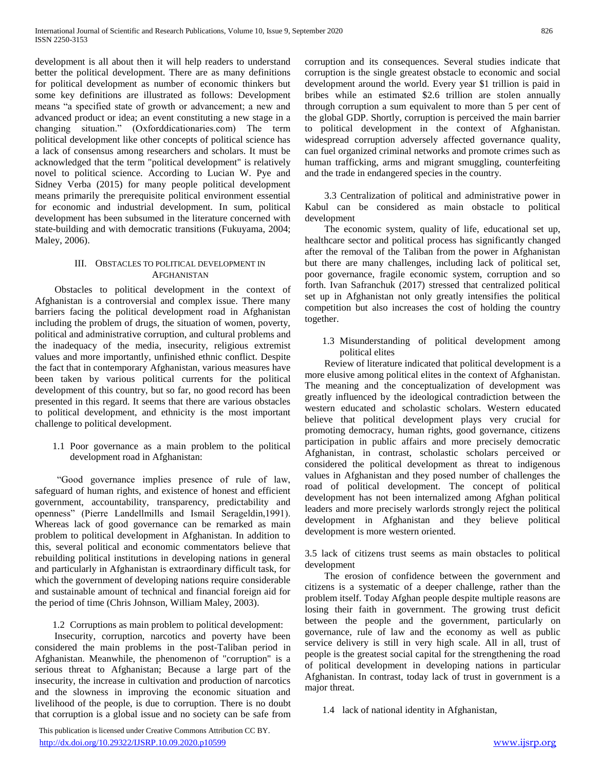development is all about then it will help readers to understand better the political development. There are as many definitions for political development as number of economic thinkers but some key definitions are illustrated as follows: Development means "a specified state of growth or advancement; a new and advanced product or idea; an event constituting a new stage in a changing situation." (Oxforddicationaries.com) The term political development like other concepts of political science has a lack of consensus among researchers and scholars. It must be acknowledged that the term "political development" is relatively novel to political science. According to Lucian W. Pye and Sidney Verba (2015) for many people political development means primarily the prerequisite political environment essential for economic and industrial development. In sum, political development has been subsumed in the literature concerned with state-building and with democratic transitions (Fukuyama, 2004; Maley, 2006).

## III. Obstacles to Political Development in Afghanistan

Obstacles to political development in the context of Afghanistan is a controversial and complex issue. There many barriers facing the political development road in Afghanistan including the problem of drugs, the situation of women, poverty, political and administrative corruption, and cultural problems and the inadequacy of the media, insecurity, religious extremist values and more importantly, unfinished ethnic conflict. Despite the fact that in contemporary Afghanistan, various measures have been taken by various political currents for the political development of this country, but so far, no good record has been presented in this regard. It seems that there are various obstacles to political development, and ethnicity is the most important challenge to political development.

### 1.1 Poor governance as a main problem to the political development road in Afghanistan:

"Good governance implies presence of rule of law, safeguard of human rights, and existence of honest and efficient government, accountability, transparency, predictability and openness" (Pierre Landellmills and Ismail Serageldin,1991). Whereas lack of good governance can be remarked as main problem to political development in Afghanistan. In addition to this, several political and economic commentators believe that rebuilding political institutions in developing nations in general and particularly in Afghanistan is extraordinary difficult task, for which the government of developing nations require considerable and sustainable amount of technical and financial foreign aid for the period of time (Chris Johnson, William Maley, 2003).

### 1.2 Corruptions as main problem to political development:

Insecurity, corruption, narcotics and poverty have been considered the main problems in the post-Taliban period in Afghanistan. Meanwhile, the phenomenon of "corruption" is a serious threat to Afghanistan; Because a large part of the insecurity, the increase in cultivation and production of narcotics and the slowness in improving the economic situation and livelihood of the people, is due to corruption. There is no doubt that corruption is a global issue and no society can be safe from corruption and its consequences. Several studies indicate that corruption is the single greatest obstacle to economic and social development around the world. Every year $1 trillion is paid in bribes while an estimated $2.6 trillion are stolen annually through corruption a sum equivalent to more than 5 per cent of the global GDP. Shortly, corruption is perceived the main barrier to political development in the context of Afghanistan. widespread corruption adversely affected governance quality, can fuel organized criminal networks and promote crimes such as human trafficking, arms and migrant smuggling, counterfeiting and the trade in endangered species in the country.

### 3.3 Centralization of political and administrative power in Kabul can be considered as main obstacle to political development

The economic system, quality of life, educational set up, healthcare sector and political process has significantly changed after the removal of the Taliban from the power in Afghanistan but there are many challenges, including lack of political set, poor governance, fragile economic system, corruption and so forth. Ivan Safranchuk (2017) stressed that centralized political set up in Afghanistan not only greatly intensifies the political competition but also increases the cost of holding the country together.

### 1.3 Misunderstanding of political development among political elites

Review of literature indicated that political development is a more elusive among political elites in the context of Afghanistan. The meaning and the conceptualization of development was greatly influenced by the ideological contradiction between the western educated and scholastic scholars. Western educated believe that political development plays very crucial for promoting democracy, human rights, good governance, citizens participation in public affairs and more precisely democratic Afghanistan, in contrast, scholastic scholars perceived or considered the political development as threat to indigenous values in Afghanistan and they posed number of challenges the road of political development. The concept of political development has not been internalized among Afghan political leaders and more precisely warlords strongly reject the political development in Afghanistan and they believe political development is more western oriented.

### 3.5 lack of citizens trust seems as main obstacles to political development

The erosion of confidence between the government and citizens is a systematic of a deeper challenge, rather than the problem itself. Today Afghan people despite multiple reasons are losing their faith in government. The growing trust deficit between the people and the government, particularly on governance, rule of law and the economy as well as public service delivery is still in very high scale. All in all, trust of people is the greatest social capital for the strengthening the road of political development in developing nations in particular Afghanistan. In contrast, today lack of trust in government is a major threat.

### 1.4 lack of national identity in Afghanistan,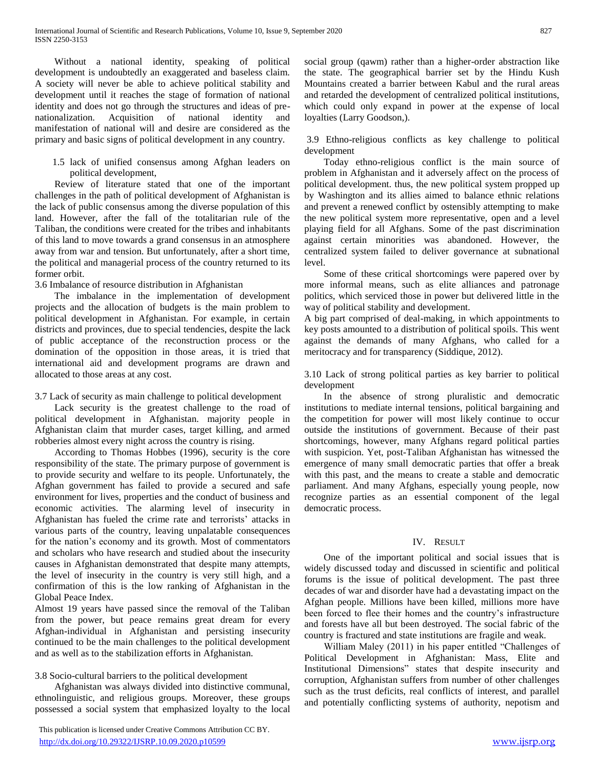Without a national identity, speaking of political development is undoubtedly an exaggerated and baseless claim. A society will never be able to achieve political stability and development until it reaches the stage of formation of national identity and does not go through the structures and ideas of pre-nationalization. Acquisition of national identity and manifestation of national will and desire are considered as the primary and basic signs of political development in any country.

1.5 lack of unified consensus among Afghan leaders on political development,

Review of literature stated that one of the important challenges in the path of political development of Afghanistan is the lack of public consensus among the diverse population of this land. However, after the fall of the totalitarian rule of the Taliban, the conditions were created for the tribes and inhabitants of this land to move towards a grand consensus in an atmosphere away from war and tension. But unfortunately, after a short time, the political and managerial process of the country returned to its former orbit.

3.6 Imbalance of resource distribution in Afghanistan

The imbalance in the implementation of development projects and the allocation of budgets is the main problem to political development in Afghanistan. For example, in certain districts and provinces, due to special tendencies, despite the lack of public acceptance of the reconstruction process or the domination of the opposition in those areas, it is tried that international aid and development programs are drawn and allocated to those areas at any cost.

3.7 Lack of security as main challenge to political development

Lack security is the greatest challenge to the road of political development in Afghanistan. majority people in Afghanistan claim that murder cases, target killing, and armed robberies almost every night across the country is rising.

According to Thomas Hobbes (1996), security is the core responsibility of the state. The primary purpose of government is to provide security and welfare to its people. Unfortunately, the Afghan government has failed to provide a secured and safe environment for lives, properties and the conduct of business and economic activities. The alarming level of insecurity in Afghanistan has fueled the crime rate and terrorists' attacks in various parts of the country, leaving unpalatable consequences for the nation's economy and its growth. Most of commentators and scholars who have research and studied about the insecurity causes in Afghanistan demonstrated that despite many attempts, the level of insecurity in the country is very still high, and a confirmation of this is the low ranking of Afghanistan in the Global Peace Index.

Almost 19 years have passed since the removal of the Taliban from the power, but peace remains great dream for every Afghan-individual in Afghanistan and persisting insecurity continued to be the main challenges to the political development and as well as to the stabilization efforts in Afghanistan.

3.8 Socio-cultural barriers to the political development

Afghanistan was always divided into distinctive communal, ethnolinguistic, and religious groups. Moreover, these groups possessed a social system that emphasized loyalty to the local social group (qawm) rather than a higher-order abstraction like the state. The geographical barrier set by the Hindu Kush Mountains created a barrier between Kabul and the rural areas and retarded the development of centralized political institutions, which could only expand in power at the expense of local loyalties (Larry Goodson,).

3.9 Ethno-religious conflicts as key challenge to political development

Today ethno-religious conflict is the main source of problem in Afghanistan and it adversely affect on the process of political development. thus, the new political system propped up by Washington and its allies aimed to balance ethnic relations and prevent a renewed conflict by ostensibly attempting to make the new political system more representative, open and a level playing field for all Afghans. Some of the past discrimination against certain minorities was abandoned. However, the centralized system failed to deliver governance at subnational level.

Some of these critical shortcomings were papered over by more informal means, such as elite alliances and patronage politics, which serviced those in power but delivered little in the way of political stability and development.

A big part comprised of deal-making, in which appointments to key posts amounted to a distribution of political spoils. This went against the demands of many Afghans, who called for a meritocracy and for transparency (Siddique, 2012).

3.10 Lack of strong political parties as key barrier to political development

In the absence of strong pluralistic and democratic institutions to mediate internal tensions, political bargaining and the competition for power will most likely continue to occur outside the institutions of government. Because of their past shortcomings, however, many Afghans regard political parties with suspicion. Yet, post-Taliban Afghanistan has witnessed the emergence of many small democratic parties that offer a break with this past, and the means to create a stable and democratic parliament. And many Afghans, especially young people, now recognize parties as an essential component of the legal democratic process.

## IV. Result

One of the important political and social issues that is widely discussed today and discussed in scientific and political forums is the issue of political development. The past three decades of war and disorder have had a devastating impact on the Afghan people. Millions have been killed, millions more have been forced to flee their homes and the country's infrastructure and forests have all but been destroyed. The social fabric of the country is fractured and state institutions are fragile and weak.

William Maley (2011) in his paper entitled "Challenges of Political Development in Afghanistan: Mass, Elite and Institutional Dimensions" states that despite insecurity and corruption, Afghanistan suffers from number of other challenges such as the trust deficits, real conflicts of interest, and parallel and potentially conflicting systems of authority, nepotism and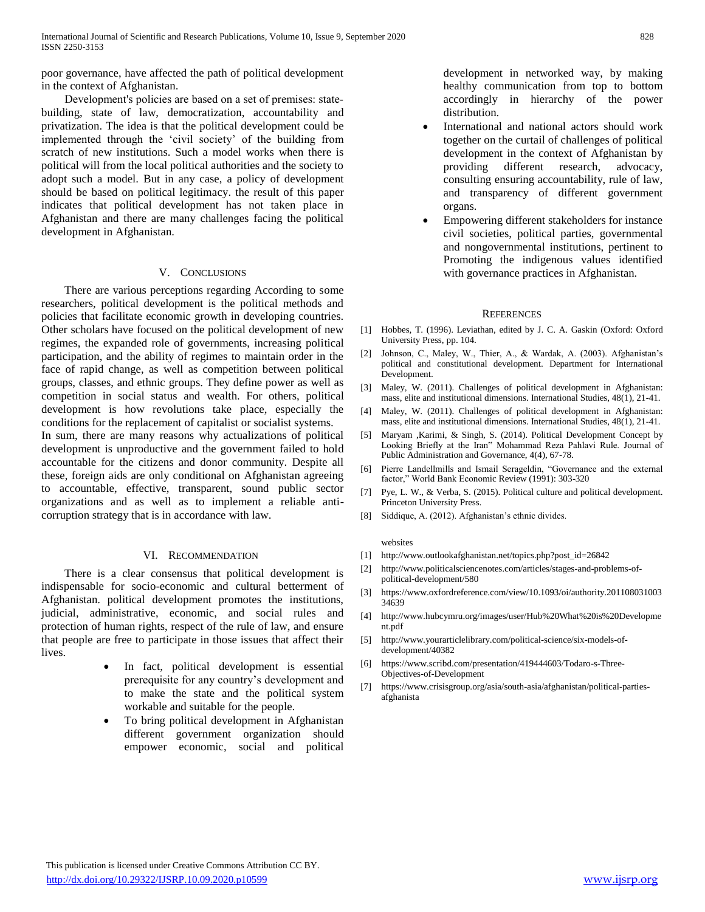poor governance, have affected the path of political development in the context of Afghanistan.

Development's policies are based on a set of premises: state-building, state of law, democratization, accountability and privatization. The idea is that the political development could be implemented through the 'civil society' of the building from scratch of new institutions. Such a model works when there is political will from the local political authorities and the society to adopt such a model. But in any case, a policy of development should be based on political legitimacy. the result of this paper indicates that political development has not taken place in Afghanistan and there are many challenges facing the political development in Afghanistan.

## V. Conclusions

There are various perceptions regarding According to some researchers, political development is the political methods and policies that facilitate economic growth in developing countries. Other scholars have focused on the political development of new regimes, the expanded role of governments, increasing political participation, and the ability of regimes to maintain order in the face of rapid change, as well as competition between political groups, classes, and ethnic groups. They define power as well as competition in social status and wealth. For others, political development is how revolutions take place, especially the conditions for the replacement of capitalist or socialist systems.

In sum, there are many reasons why actualizations of political development is unproductive and the government failed to hold accountable for the citizens and donor community. Despite all these, foreign aids are only conditional on Afghanistan agreeing to accountable, effective, transparent, sound public sector organizations and as well as to implement a reliable anti-corruption strategy that is in accordance with law.

## VI. Recommendation

There is a clear consensus that political development is indispensable for socio-economic and cultural betterment of Afghanistan. political development promotes the institutions, judicial, administrative, economic, and social rules and protection of human rights, respect of the rule of law, and ensure that people are free to participate in those issues that affect their lives.

- In fact, political development is essential prerequisite for any country's development and to make the state and the political system workable and suitable for the people.
- To bring political development in Afghanistan different government organization should empower economic, social and political development in networked way, by making healthy communication from top to bottom accordingly in hierarchy of the power distribution.
- International and national actors should work together on the curtail of challenges of political development in the context of Afghanistan by providing different research, advocacy, consulting ensuring accountability, rule of law, and transparency of different government organs.
- Empowering different stakeholders for instance civil societies, political parties, governmental and nongovernmental institutions, pertinent to Promoting the indigenous values identified with governance practices in Afghanistan.

## References

[1] Hobbes, T. (1996). Leviathan, edited by J. C. A. Gaskin (Oxford: Oxford University Press, pp. 104.

[2] Johnson, C., Maley, W., Thier, A., & Wardak, A. (2003). Afghanistan's political and constitutional development. Department for International Development.

[3] Maley, W. (2011). Challenges of political development in Afghanistan: mass, elite and institutional dimensions. International Studies, 48(1), 21-41.

[4] Maley, W. (2011). Challenges of political development in Afghanistan: mass, elite and institutional dimensions. International Studies, 48(1), 21-41.

[5] Maryam ,Karimi, & Singh, S. (2014). Political Development Concept by Looking Briefly at the Iran" Mohammad Reza Pahlavi Rule. Journal of Public Administration and Governance, 4(4), 67-78.

[6] Pierre Landellmills and Ismail Serageldin, "Governance and the external factor," World Bank Economic Review (1991): 303-320

[7] Pye, L. W., & Verba, S. (2015). Political culture and political development. Princeton University Press.

[8] Siddique, A. (2012). Afghanistan's ethnic divides.

websites

[1] http://www.outlookafghanistan.net/topics.php?post_id=26842

[2] http://www.politicalsciencenotes.com/articles/stages-and-problems-of-political-development/580

[3] https://www.oxfordreference.com/view/10.1093/oi/authority.20110803100334639

[4] http://www.hubcymru.org/images/user/Hub%20What%20is%20Development.pdf

[5] http://www.yourarticlelibrary.com/political-science/six-models-of-development/40382

[6] https://www.scribd.com/presentation/419444603/Todaro-s-Three-Objectives-of-Development

[7] https://www.crisisgroup.org/asia/south-asia/afghanistan/political-parties-afghanista